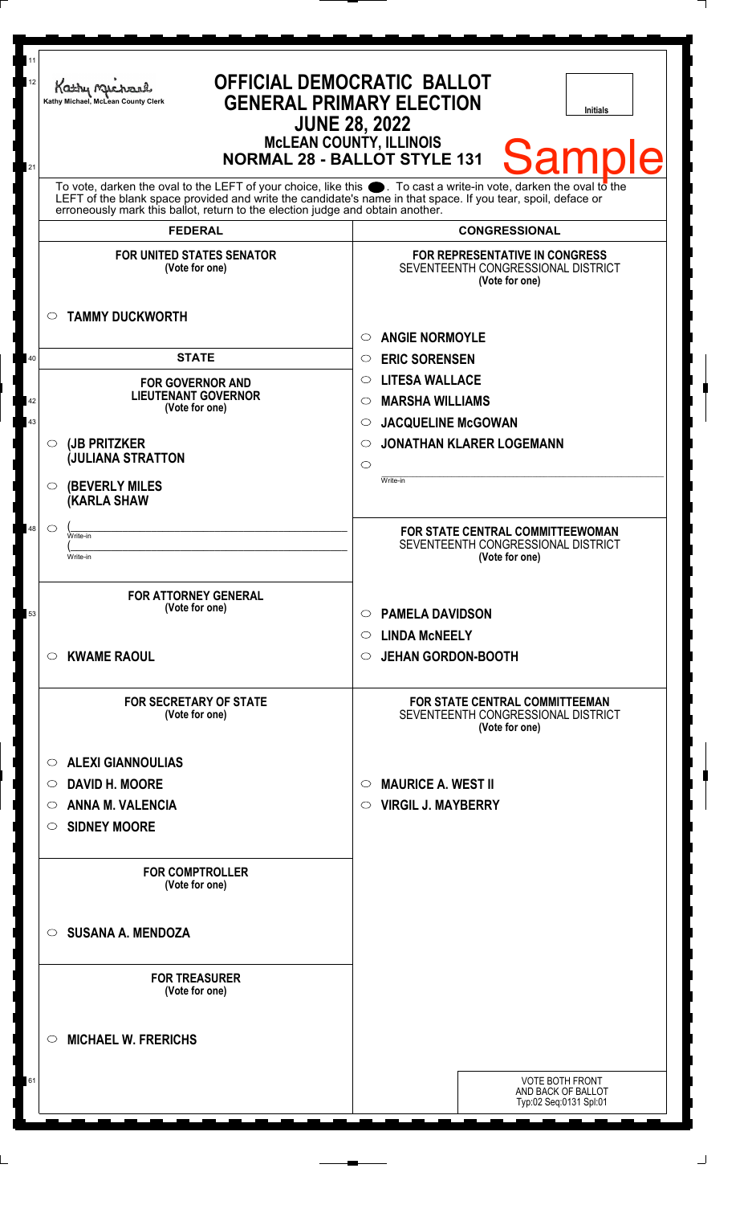Kathy Michael, McLean County Clerk

# OFFICIAL DEMOCRATIC BALLOT
## GENERAL PRIMARY ELECTION
## JUNE 28, 2022
### McLEAN COUNTY, ILLINOIS
### NORMAL 28 - BALLOT STYLE 131

Initials

Sample

To vote, darken the oval to the LEFT of your choice, like this ●. To cast a write-in vote, darken the oval to the LEFT of the blank space provided and write the candidate's name in that space. If you tear, spoil, deface or erroneously mark this ballot, return to the election judge and obtain another.

## FEDERAL

**FOR UNITED STATES SENATOR**
(Vote for one)

- ○ **TAMMY DUCKWORTH**

## STATE

**FOR GOVERNOR AND LIEUTENANT GOVERNOR**
(Vote for one)

- ○ **(JB PRITZKER (JULIANA STRATTON**
- ○ **(BEVERLY MILES (KARLA SHAW**
- ○ ( Write-in ( Write-in

**FOR ATTORNEY GENERAL**
(Vote for one)

- ○ **KWAME RAOUL**

**FOR SECRETARY OF STATE**
(Vote for one)

- ○ **ALEXI GIANNOULIAS**
- ○ **DAVID H. MOORE**
- ○ **ANNA M. VALENCIA**
- ○ **SIDNEY MOORE**

**FOR COMPTROLLER**
(Vote for one)

- ○ **SUSANA A. MENDOZA**

**FOR TREASURER**
(Vote for one)

- ○ **MICHAEL W. FRERICHS**

## CONGRESSIONAL

**FOR REPRESENTATIVE IN CONGRESS**
SEVENTEENTH CONGRESSIONAL DISTRICT
(Vote for one)

- ○ **ANGIE NORMOYLE**
- ○ **ERIC SORENSEN**
- ○ **LITESA WALLACE**
- ○ **MARSHA WILLIAMS**
- ○ **JACQUELINE McGOWAN**
- ○ **JONATHAN KLARER LOGEMANN**
- ○ Write-in

**FOR STATE CENTRAL COMMITTEEWOMAN**
SEVENTEENTH CONGRESSIONAL DISTRICT
(Vote for one)

- ○ **PAMELA DAVIDSON**
- ○ **LINDA McNEELY**
- ○ **JEHAN GORDON-BOOTH**

**FOR STATE CENTRAL COMMITTEEMAN**
SEVENTEENTH CONGRESSIONAL DISTRICT
(Vote for one)

- ○ **MAURICE A. WEST II**
- ○ **VIRGIL J. MAYBERRY**

VOTE BOTH FRONT AND BACK OF BALLOT
Typ:02 Seq:0131 Spl:01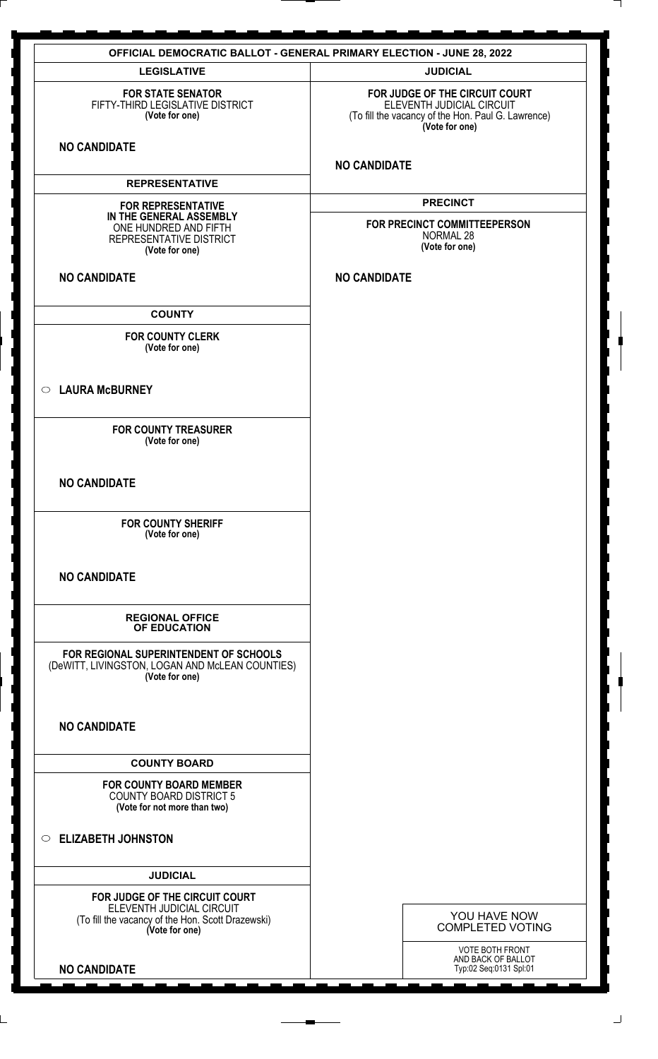## OFFICIAL DEMOCRATIC BALLOT - GENERAL PRIMARY ELECTION - JUNE 28, 2022

### LEGISLATIVE

**FOR STATE SENATOR**
FIFTY-THIRD LEGISLATIVE DISTRICT
**(Vote for one)**

**NO CANDIDATE**

### REPRESENTATIVE

**FOR REPRESENTATIVE IN THE GENERAL ASSEMBLY**
ONE HUNDRED AND FIFTH REPRESENTATIVE DISTRICT
**(Vote for one)**

**NO CANDIDATE**

### COUNTY

**FOR COUNTY CLERK**
**(Vote for one)**

○ **LAURA McBURNEY**

**FOR COUNTY TREASURER**
**(Vote for one)**

**NO CANDIDATE**

**FOR COUNTY SHERIFF**
**(Vote for one)**

**NO CANDIDATE**

### REGIONAL OFFICE OF EDUCATION

**FOR REGIONAL SUPERINTENDENT OF SCHOOLS**
(DeWITT, LIVINGSTON, LOGAN AND McLEAN COUNTIES)
**(Vote for one)**

**NO CANDIDATE**

### COUNTY BOARD

**FOR COUNTY BOARD MEMBER**
COUNTY BOARD DISTRICT 5
**(Vote for not more than two)**

○ **ELIZABETH JOHNSTON**

### JUDICIAL

**FOR JUDGE OF THE CIRCUIT COURT**
ELEVENTH JUDICIAL CIRCUIT
(To fill the vacancy of the Hon. Scott Drazewski)
**(Vote for one)**

**NO CANDIDATE**

### JUDICIAL

**FOR JUDGE OF THE CIRCUIT COURT**
ELEVENTH JUDICIAL CIRCUIT
(To fill the vacancy of the Hon. Paul G. Lawrence)
**(Vote for one)**

**NO CANDIDATE**

### PRECINCT

**FOR PRECINCT COMMITTEEPERSON**
NORMAL 28
**(Vote for one)**

**NO CANDIDATE**

YOU HAVE NOW COMPLETED VOTING

VOTE BOTH FRONT AND BACK OF BALLOT
Typ:02 Seq:0131 Spl:01